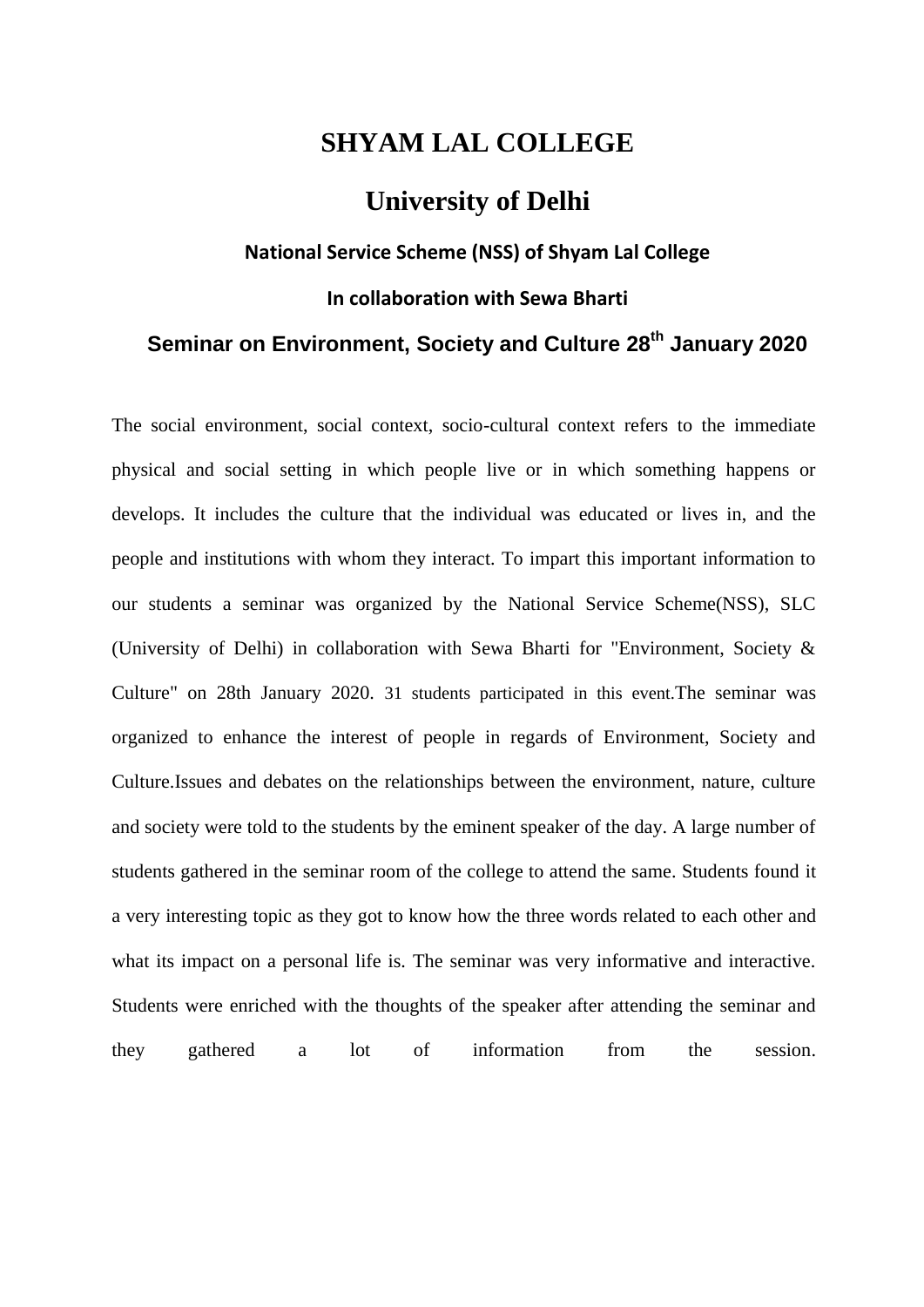# SHYAM LAL COLLEGE

# University of Delhi

### National Service Scheme (NSS) of Shyam Lal College

### In collaboration with Sewa Bharti

## Seminar on Environment, Society and Culture 28th January 2020

The social environment, social context, socio-cultural context refers to the immediate physical and social setting in which people live or in which something happens or develops. It includes the culture that the individual was educated or lives in, and the people and institutions with whom they interact. To impart this important information to our students a seminar was organized by the National Service Scheme(NSS), SLC (University of Delhi) in collaboration with Sewa Bharti for "Environment, Society & Culture" on 28th January 2020. 31 students participated in this event.The seminar was organized to enhance the interest of people in regards of Environment, Society and Culture.Issues and debates on the relationships between the environment, nature, culture and society were told to the students by the eminent speaker of the day. A large number of students gathered in the seminar room of the college to attend the same. Students found it a very interesting topic as they got to know how the three words related to each other and what its impact on a personal life is. The seminar was very informative and interactive. Students were enriched with the thoughts of the speaker after attending the seminar and they gathered a lot of information from the session.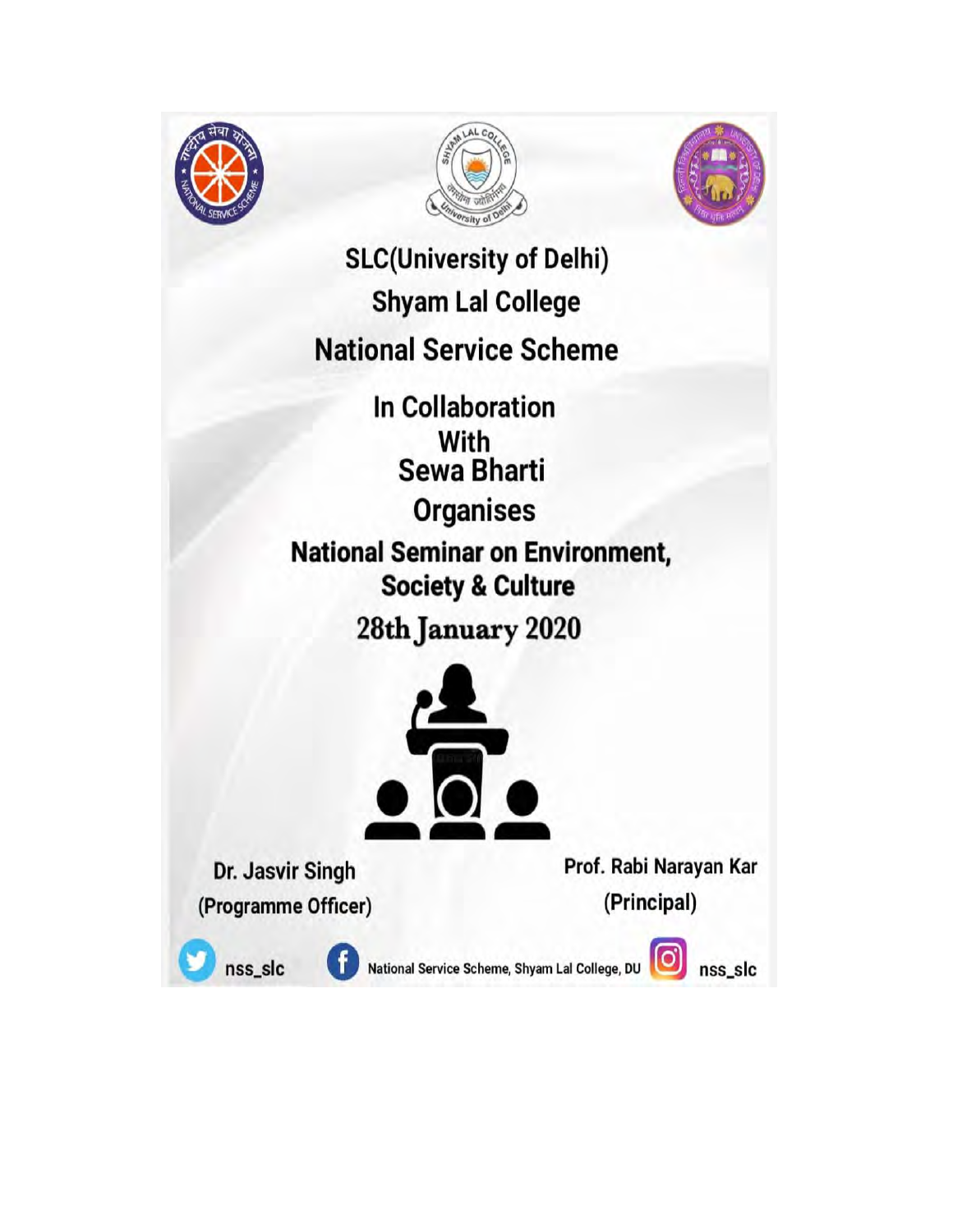SLC(University of Delhi)

Shyam Lal College

# National Service Scheme

In Collaboration With Sewa Bharti

Organises

## National Seminar on Environment, Society & Culture

28th January 2020

Dr. Jasvir Singh
(Programme Officer)

Prof. Rabi Narayan Kar
(Principal)

nss_slc

National Service Scheme, Shyam Lal College, DU

nss_slc